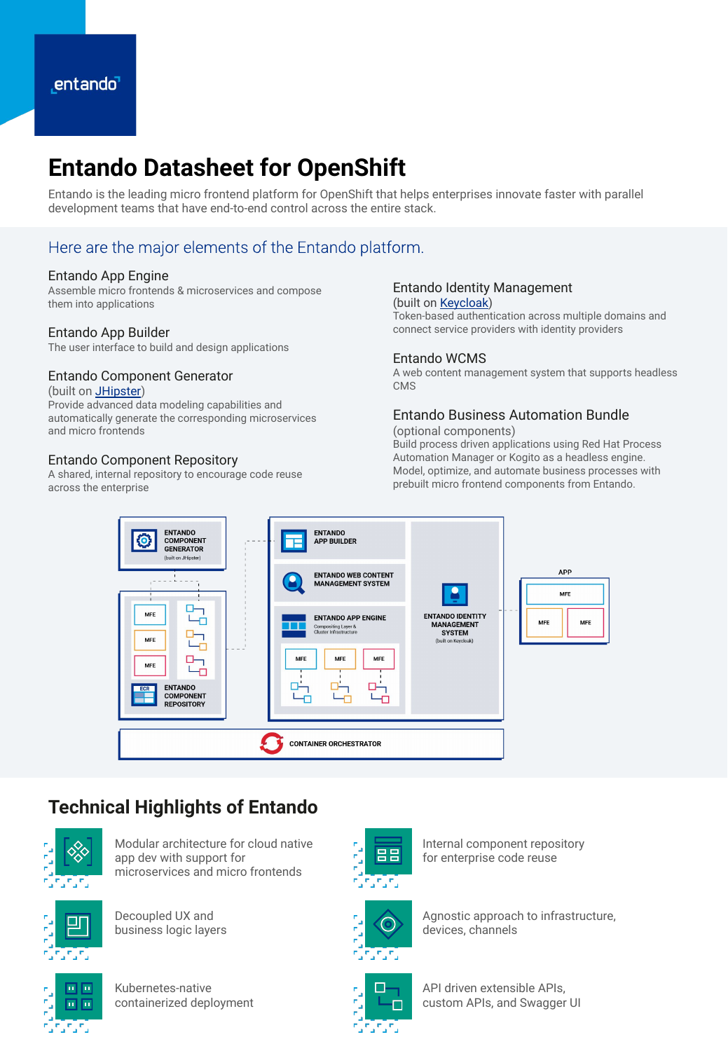entando

# Entando Datasheet for OpenShift

Entando is the leading micro frontend platform for OpenShift that helps enterprises innovate faster with parallel development teams that have end-to-end control across the entire stack.

## Here are the major elements of the Entando platform.

### Entando App Engine

Assemble micro frontends & microservices and compose them into applications

### Entando App Builder

The user interface to build and design applications

### Entando Component Generator

(built on JHipster)
Provide advanced data modeling capabilities and automatically generate the corresponding microservices and micro frontends

### Entando Component Repository

A shared, internal repository to encourage code reuse across the enterprise

### Entando Identity Management

(built on Keycloak)
Token-based authentication across multiple domains and connect service providers with identity providers

### Entando WCMS

A web content management system that supports headless CMS

### Entando Business Automation Bundle

(optional components)
Build process driven applications using Red Hat Process Automation Manager or Kogito as a headless engine. Model, optimize, and automate business processes with prebuilt micro frontend components from Entando.

ENTANDO COMPONENT GENERATOR (built on JHipster)

MFE MFE MFE

ECR ENTANDO COMPONENT REPOSITORY

ENTANDO APP BUILDER

ENTANDO WEB CONTENT MANAGEMENT SYSTEM

ENTANDO APP ENGINE
Compositing Layer & Cluster Infrastructure

MFE MFE MFE

ENTANDO IDENTITY MANAGEMENT SYSTEM (built on Keycloak)

APP
MFE
MFE MFE

CONTAINER ORCHESTRATOR

## Technical Highlights of Entando

- Modular architecture for cloud native app dev with support for microservices and micro frontends
- Internal component repository for enterprise code reuse
- Decoupled UX and business logic layers
- Agnostic approach to infrastructure, devices, channels
- Kubernetes-native containerized deployment
- API driven extensible APIs, custom APIs, and Swagger UI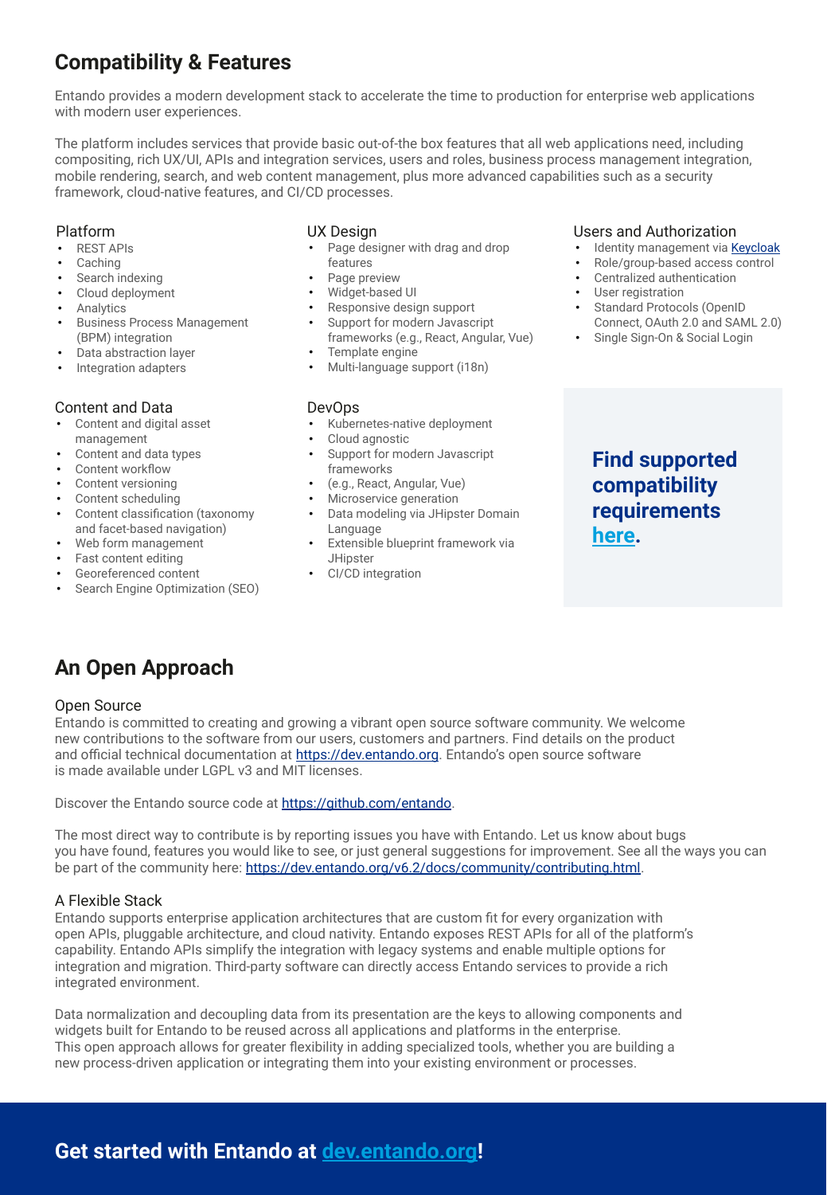## Compatibility & Features

Entando provides a modern development stack to accelerate the time to production for enterprise web applications with modern user experiences.

The platform includes services that provide basic out-of-the box features that all web applications need, including compositing, rich UX/UI, APIs and integration services, users and roles, business process management integration, mobile rendering, search, and web content management, plus more advanced capabilities such as a security framework, cloud-native features, and CI/CD processes.

### Platform

- REST APIs
- Caching
- Search indexing
- Cloud deployment
- Analytics
- Business Process Management (BPM) integration
- Data abstraction layer
- Integration adapters

### UX Design

- Page designer with drag and drop features
- Page preview
- Widget-based UI
- Responsive design support
- Support for modern Javascript frameworks (e.g., React, Angular, Vue)
- Template engine
- Multi-language support (i18n)

### Users and Authorization

- Identity management via [Keycloak]
- Role/group-based access control
- Centralized authentication
- User registration
- Standard Protocols (OpenID Connect, OAuth 2.0 and SAML 2.0)
- Single Sign-On & Social Login

### Content and Data

- Content and digital asset management
- Content and data types
- Content workflow
- Content versioning
- Content scheduling
- Content classification (taxonomy and facet-based navigation)
- Web form management
- Fast content editing
- Georeferenced content
- Search Engine Optimization (SEO)

### DevOps

- Kubernetes-native deployment
- Cloud agnostic
- Support for modern Javascript frameworks
- (e.g., React, Angular, Vue)
- Microservice generation
- Data modeling via JHipster Domain Language
- Extensible blueprint framework via JHipster
- CI/CD integration

**Find supported compatibility requirements here.**

## An Open Approach

### Open Source

Entando is committed to creating and growing a vibrant open source software community. We welcome new contributions to the software from our users, customers and partners. Find details on the product and official technical documentation at https://dev.entando.org. Entando's open source software is made available under LGPL v3 and MIT licenses.

Discover the Entando source code at https://github.com/entando.

The most direct way to contribute is by reporting issues you have with Entando. Let us know about bugs you have found, features you would like to see, or just general suggestions for improvement. See all the ways you can be part of the community here: https://dev.entando.org/v6.2/docs/community/contributing.html.

### A Flexible Stack

Entando supports enterprise application architectures that are custom fit for every organization with open APIs, pluggable architecture, and cloud nativity. Entando exposes REST APIs for all of the platform's capability. Entando APIs simplify the integration with legacy systems and enable multiple options for integration and migration. Third-party software can directly access Entando services to provide a rich integrated environment.

Data normalization and decoupling data from its presentation are the keys to allowing components and widgets built for Entando to be reused across all applications and platforms in the enterprise. This open approach allows for greater flexibility in adding specialized tools, whether you are building a new process-driven application or integrating them into your existing environment or processes.

**Get started with Entando at dev.entando.org!**